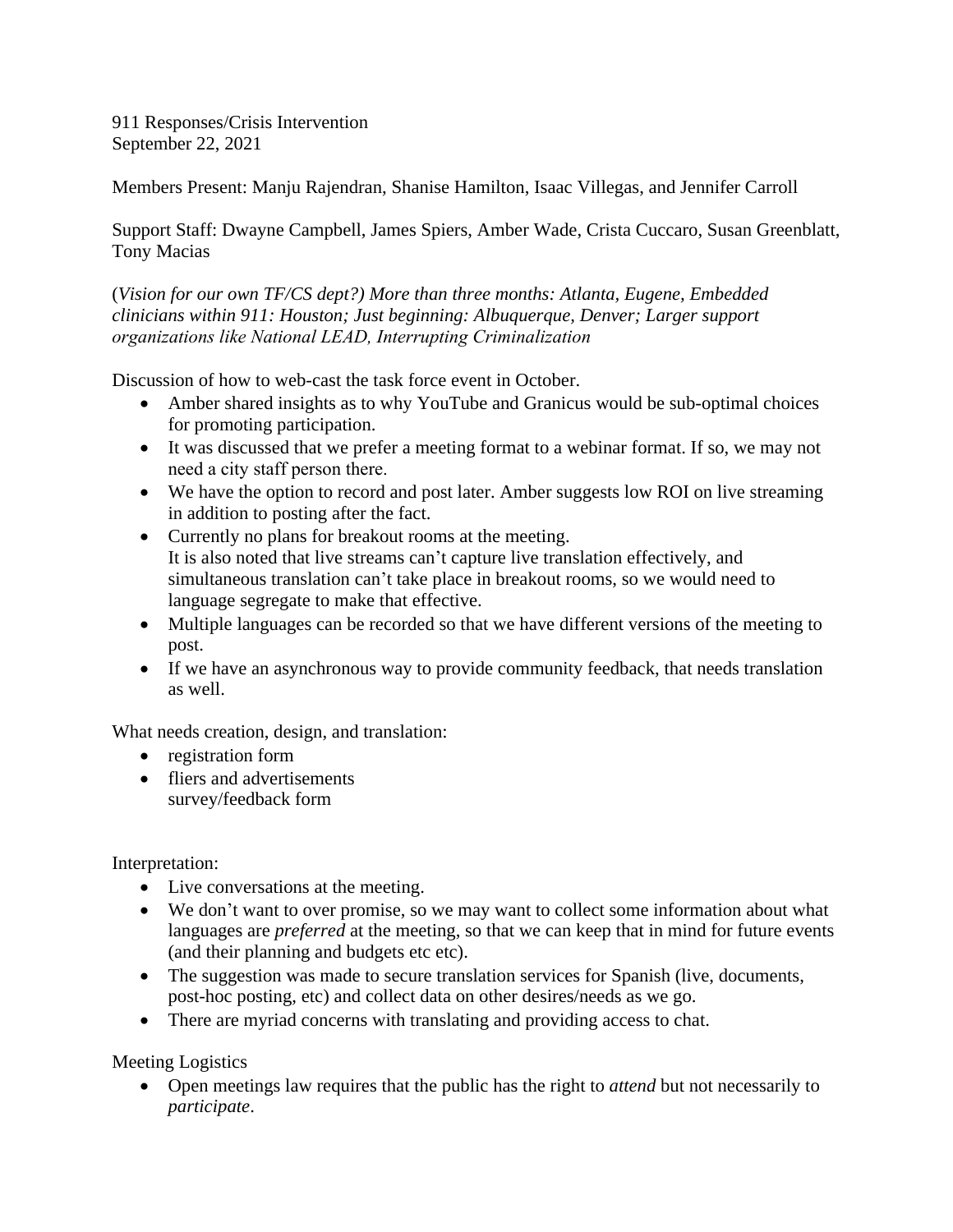911 Responses/Crisis Intervention
September 22, 2021

Members Present: Manju Rajendran, Shanise Hamilton, Isaac Villegas, and Jennifer Carroll

Support Staff: Dwayne Campbell, James Spiers, Amber Wade, Crista Cuccaro, Susan Greenblatt, Tony Macias

(*Vision for our own TF/CS dept?) More than three months: Atlanta, Eugene, Embedded clinicians within 911: Houston; Just beginning: Albuquerque, Denver; Larger support organizations like National LEAD, Interrupting Criminalization*

Discussion of how to web-cast the task force event in October.

- Amber shared insights as to why YouTube and Granicus would be sub-optimal choices for promoting participation.
- It was discussed that we prefer a meeting format to a webinar format. If so, we may not need a city staff person there.
- We have the option to record and post later. Amber suggests low ROI on live streaming in addition to posting after the fact.
- Currently no plans for breakout rooms at the meeting.
  It is also noted that live streams can't capture live translation effectively, and simultaneous translation can't take place in breakout rooms, so we would need to language segregate to make that effective.
- Multiple languages can be recorded so that we have different versions of the meeting to post.
- If we have an asynchronous way to provide community feedback, that needs translation as well.

What needs creation, design, and translation:

- registration form
- fliers and advertisements
  survey/feedback form

Interpretation:

- Live conversations at the meeting.
- We don't want to over promise, so we may want to collect some information about what languages are *preferred* at the meeting, so that we can keep that in mind for future events (and their planning and budgets etc etc).
- The suggestion was made to secure translation services for Spanish (live, documents, post-hoc posting, etc) and collect data on other desires/needs as we go.
- There are myriad concerns with translating and providing access to chat.

Meeting Logistics

- Open meetings law requires that the public has the right to *attend* but not necessarily to *participate*.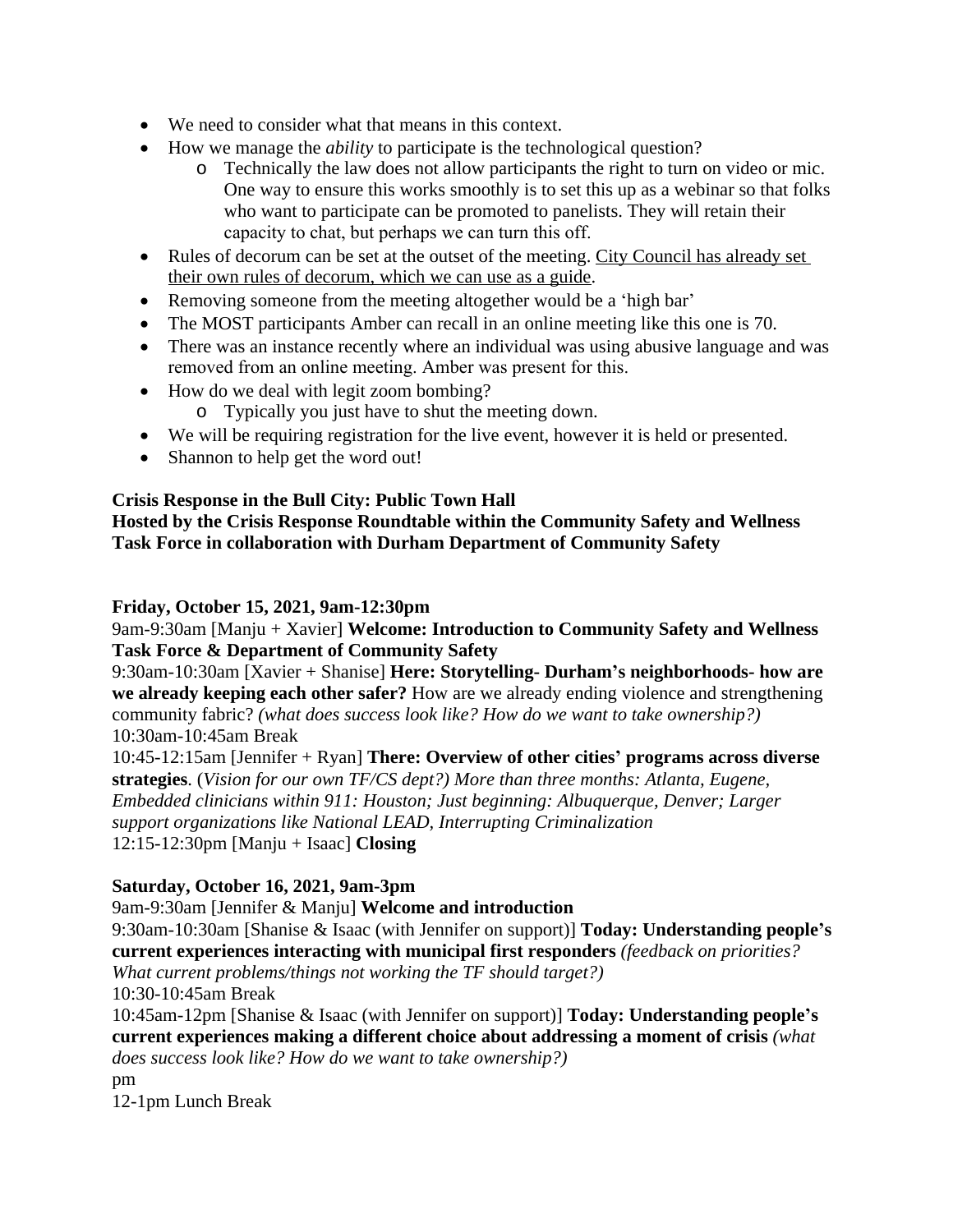- We need to consider what that means in this context.
- How we manage the *ability* to participate is the technological question?
  - Technically the law does not allow participants the right to turn on video or mic. One way to ensure this works smoothly is to set this up as a webinar so that folks who want to participate can be promoted to panelists. They will retain their capacity to chat, but perhaps we can turn this off.
- Rules of decorum can be set at the outset of the meeting. City Council has already set their own rules of decorum, which we can use as a guide.
- Removing someone from the meeting altogether would be a 'high bar'
- The MOST participants Amber can recall in an online meeting like this one is 70.
- There was an instance recently where an individual was using abusive language and was removed from an online meeting. Amber was present for this.
- How do we deal with legit zoom bombing?
  - Typically you just have to shut the meeting down.
- We will be requiring registration for the live event, however it is held or presented.
- Shannon to help get the word out!

**Crisis Response in the Bull City: Public Town Hall**
**Hosted by the Crisis Response Roundtable within the Community Safety and Wellness Task Force in collaboration with Durham Department of Community Safety**

**Friday, October 15, 2021, 9am-12:30pm**

9am-9:30am [Manju + Xavier] **Welcome: Introduction to Community Safety and Wellness Task Force & Department of Community Safety**

9:30am-10:30am [Xavier + Shanise] **Here: Storytelling- Durham's neighborhoods- how are we already keeping each other safer?** How are we already ending violence and strengthening community fabric? *(what does success look like? How do we want to take ownership?)*

10:30am-10:45am Break

10:45-12:15am [Jennifer + Ryan] **There: Overview of other cities' programs across diverse strategies**. (*Vision for our own TF/CS dept?) More than three months: Atlanta, Eugene, Embedded clinicians within 911: Houston; Just beginning: Albuquerque, Denver; Larger support organizations like National LEAD, Interrupting Criminalization*

12:15-12:30pm [Manju + Isaac] **Closing**

**Saturday, October 16, 2021, 9am-3pm**

9am-9:30am [Jennifer & Manju] **Welcome and introduction**

9:30am-10:30am [Shanise & Isaac (with Jennifer on support)] **Today: Understanding people's current experiences interacting with municipal first responders** *(feedback on priorities? What current problems/things not working the TF should target?)*

10:30-10:45am Break

10:45am-12pm [Shanise & Isaac (with Jennifer on support)] **Today: Understanding people's current experiences making a different choice about addressing a moment of crisis** *(what does success look like? How do we want to take ownership?)*

pm

12-1pm Lunch Break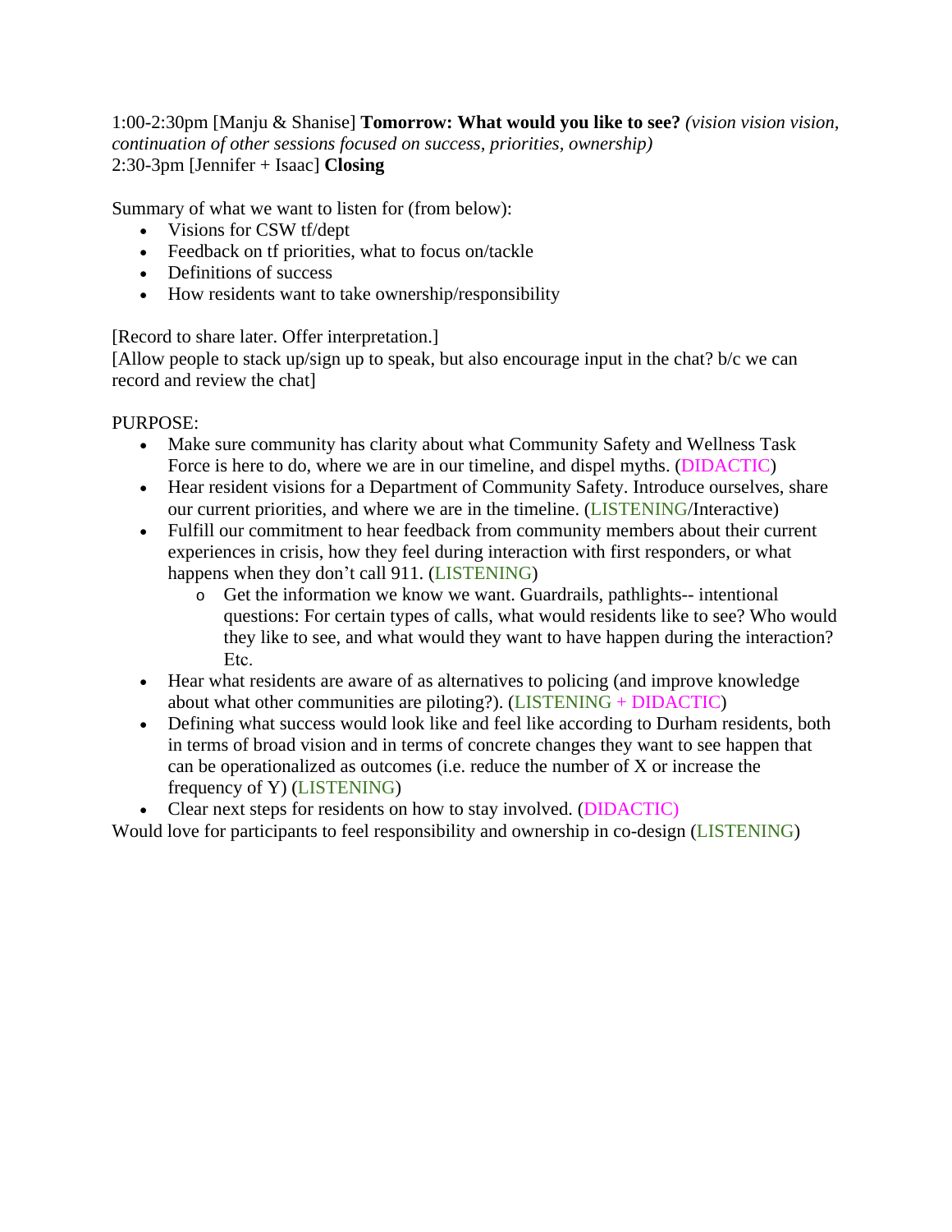1:00-2:30pm [Manju & Shanise] **Tomorrow: What would you like to see?** *(vision vision vision, continuation of other sessions focused on success, priorities, ownership)*
2:30-3pm [Jennifer + Isaac] **Closing**

Summary of what we want to listen for (from below):

- Visions for CSW tf/dept
- Feedback on tf priorities, what to focus on/tackle
- Definitions of success
- How residents want to take ownership/responsibility

[Record to share later. Offer interpretation.]
[Allow people to stack up/sign up to speak, but also encourage input in the chat? b/c we can record and review the chat]

PURPOSE:

- Make sure community has clarity about what Community Safety and Wellness Task Force is here to do, where we are in our timeline, and dispel myths. (DIDACTIC)
- Hear resident visions for a Department of Community Safety. Introduce ourselves, share our current priorities, and where we are in the timeline. (LISTENING/Interactive)
- Fulfill our commitment to hear feedback from community members about their current experiences in crisis, how they feel during interaction with first responders, or what happens when they don't call 911. (LISTENING)
  - Get the information we know we want. Guardrails, pathlights-- intentional questions: For certain types of calls, what would residents like to see? Who would they like to see, and what would they want to have happen during the interaction? Etc.
- Hear what residents are aware of as alternatives to policing (and improve knowledge about what other communities are piloting?). (LISTENING + DIDACTIC)
- Defining what success would look like and feel like according to Durham residents, both in terms of broad vision and in terms of concrete changes they want to see happen that can be operationalized as outcomes (i.e. reduce the number of X or increase the frequency of Y) (LISTENING)
- Clear next steps for residents on how to stay involved. (DIDACTIC)

Would love for participants to feel responsibility and ownership in co-design (LISTENING)